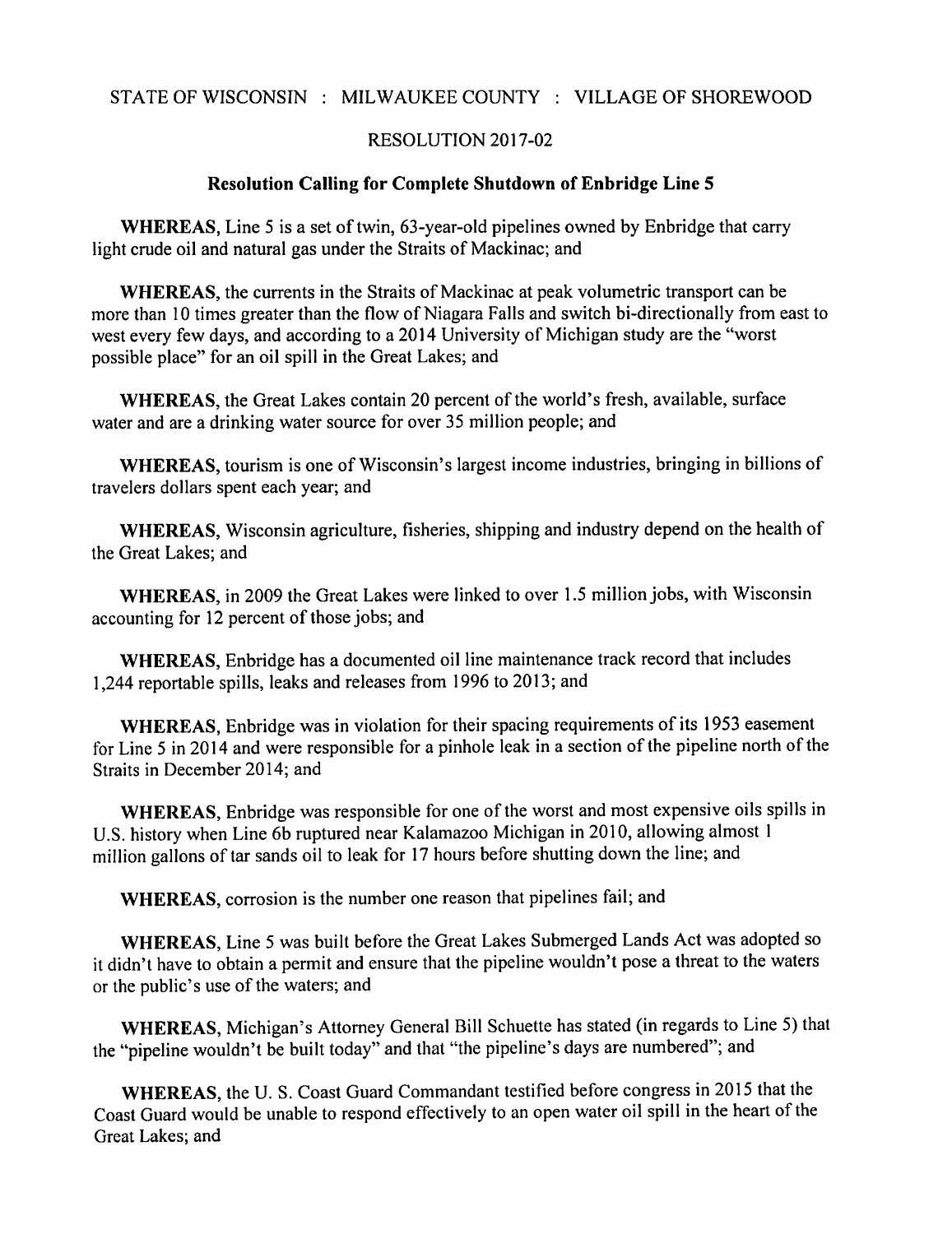STATE OF WISCONSIN : MILWAUKEE COUNTY : VILLAGE OF SHOREWOOD

RESOLUTION 2017-02

## Resolution Calling for Complete Shutdown of Enbridge Line 5

**WHEREAS,** Line 5 is a set of twin, 63-year-old pipelines owned by Enbridge that carry light crude oil and natural gas under the Straits of Mackinac; and

**WHEREAS,** the currents in the Straits of Mackinac at peak volumetric transport can be more than 10 times greater than the flow of Niagara Falls and switch bi-directionally from east to west every few days, and according to a 2014 University of Michigan study are the "worst possible place" for an oil spill in the Great Lakes; and

**WHEREAS,** the Great Lakes contain 20 percent of the world's fresh, available, surface water and are a drinking water source for over 35 million people; and

**WHEREAS,** tourism is one of Wisconsin's largest income industries, bringing in billions of travelers dollars spent each year; and

**WHEREAS,** Wisconsin agriculture, fisheries, shipping and industry depend on the health of the Great Lakes; and

**WHEREAS,** in 2009 the Great Lakes were linked to over 1.5 million jobs, with Wisconsin accounting for 12 percent of those jobs; and

**WHEREAS,** Enbridge has a documented oil line maintenance track record that includes 1,244 reportable spills, leaks and releases from 1996 to 2013; and

**WHEREAS,** Enbridge was in violation for their spacing requirements of its 1953 easement for Line 5 in 2014 and were responsible for a pinhole leak in a section of the pipeline north of the Straits in December 2014; and

**WHEREAS,** Enbridge was responsible for one of the worst and most expensive oils spills in U.S. history when Line 6b ruptured near Kalamazoo Michigan in 2010, allowing almost 1 million gallons of tar sands oil to leak for 17 hours before shutting down the line; and

**WHEREAS,** corrosion is the number one reason that pipelines fail; and

**WHEREAS,** Line 5 was built before the Great Lakes Submerged Lands Act was adopted so it didn't have to obtain a permit and ensure that the pipeline wouldn't pose a threat to the waters or the public's use of the waters; and

**WHEREAS,** Michigan's Attorney General Bill Schuette has stated (in regards to Line 5) that the "pipeline wouldn't be built today" and that "the pipeline's days are numbered"; and

**WHEREAS,** the U. S. Coast Guard Commandant testified before congress in 2015 that the Coast Guard would be unable to respond effectively to an open water oil spill in the heart of the Great Lakes; and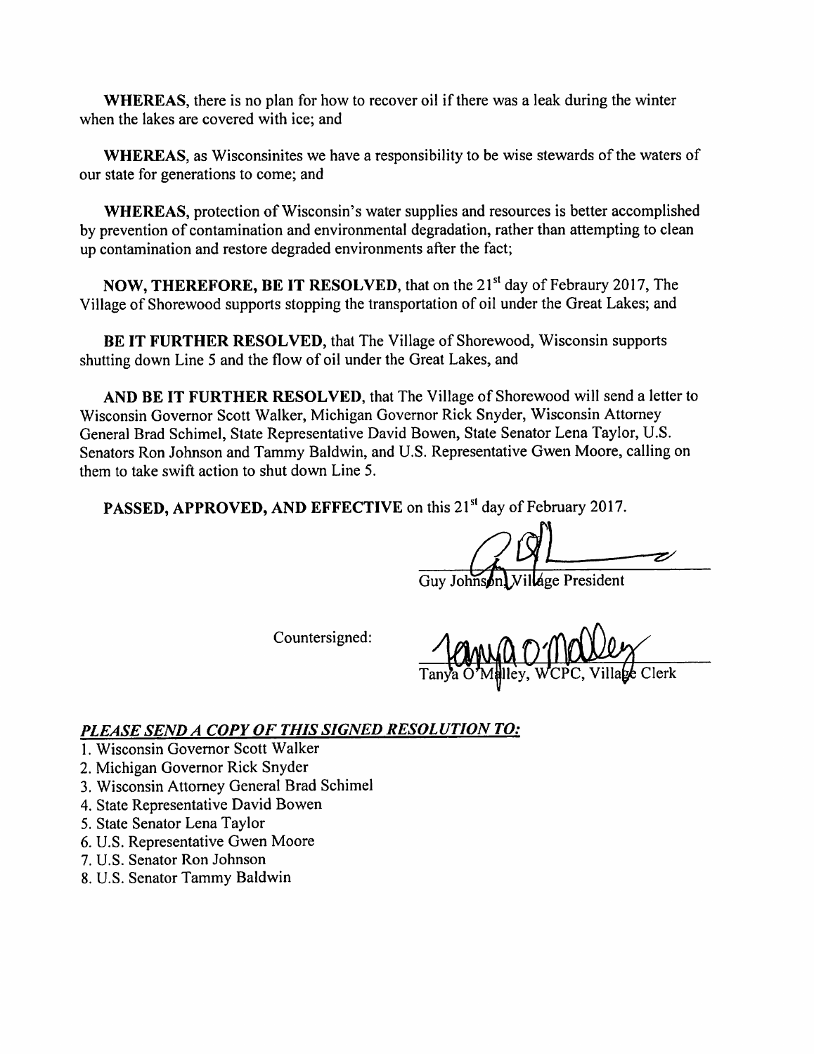**WHEREAS**, there is no plan for how to recover oil if there was a leak during the winter when the lakes are covered with ice; and

**WHEREAS**, as Wisconsinites we have a responsibility to be wise stewards of the waters of our state for generations to come; and

**WHEREAS**, protection of Wisconsin's water supplies and resources is better accomplished by prevention of contamination and environmental degradation, rather than attempting to clean up contamination and restore degraded environments after the fact;

**NOW, THEREFORE, BE IT RESOLVED**, that on the 21st day of Febraury 2017, The Village of Shorewood supports stopping the transportation of oil under the Great Lakes; and

**BE IT FURTHER RESOLVED**, that The Village of Shorewood, Wisconsin supports shutting down Line 5 and the flow of oil under the Great Lakes, and

**AND BE IT FURTHER RESOLVED**, that The Village of Shorewood will send a letter to Wisconsin Governor Scott Walker, Michigan Governor Rick Snyder, Wisconsin Attorney General Brad Schimel, State Representative David Bowen, State Senator Lena Taylor, U.S. Senators Ron Johnson and Tammy Baldwin, and U.S. Representative Gwen Moore, calling on them to take swift action to shut down Line 5.

**PASSED, APPROVED, AND EFFECTIVE** on this 21st day of February 2017.

Guy Johnson, Village President

Countersigned:

Tanya O'Malley, WCPC, Village Clerk

***PLEASE SEND A COPY OF THIS SIGNED RESOLUTION TO:***

1. Wisconsin Governor Scott Walker
2. Michigan Governor Rick Snyder
3. Wisconsin Attorney General Brad Schimel
4. State Representative David Bowen
5. State Senator Lena Taylor
6. U.S. Representative Gwen Moore
7. U.S. Senator Ron Johnson
8. U.S. Senator Tammy Baldwin